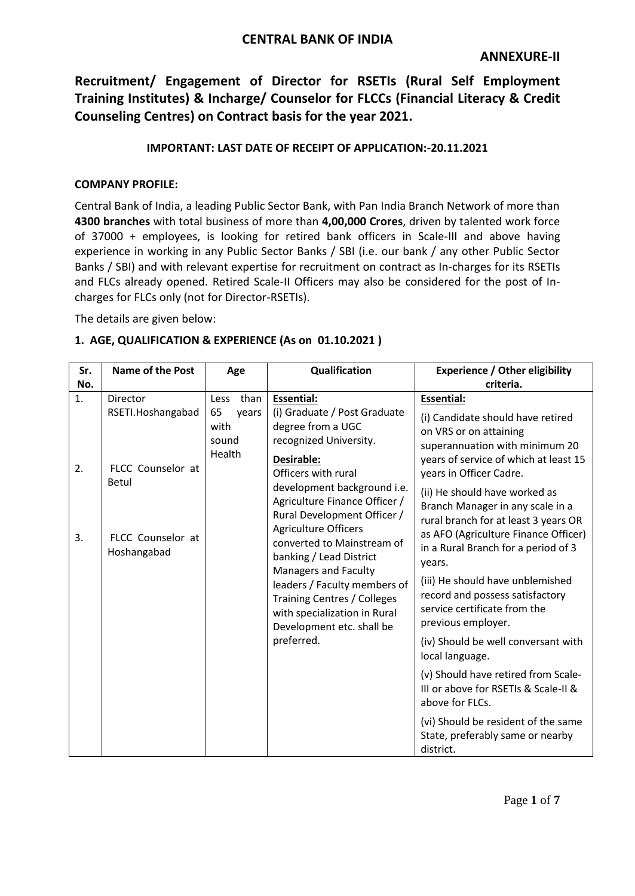# CENTRAL BANK OF INDIA

**ANNEXURE-II**

## Recruitment/ Engagement of Director for RSETIs (Rural Self Employment Training Institutes) & Incharge/ Counselor for FLCCs (Financial Literacy & Credit Counseling Centres) on Contract basis for the year 2021.

**IMPORTANT: LAST DATE OF RECEIPT OF APPLICATION:-20.11.2021**

**COMPANY PROFILE:**

Central Bank of India, a leading Public Sector Bank, with Pan India Branch Network of more than **4300 branches** with total business of more than **4,00,000 Crores**, driven by talented work force of 37000 + employees, is looking for retired bank officers in Scale-III and above having experience in working in any Public Sector Banks / SBI (i.e. our bank / any other Public Sector Banks / SBI) and with relevant expertise for recruitment on contract as In-charges for its RSETIs and FLCs already opened. Retired Scale-II Officers may also be considered for the post of In-charges for FLCs only (not for Director-RSETIs).

The details are given below:

### 1. AGE, QUALIFICATION & EXPERIENCE (As on 01.10.2021 )

| Sr. No. | Name of the Post | Age | Qualification | Experience / Other eligibility criteria. |
|---|---|---|---|---|
| 1.<br><br>2.<br><br>3. | Director RSETI.Hoshangabad<br><br>FLCC Counselor at Betul<br><br>FLCC Counselor at Hoshangabad | Less than 65 years with sound Health | **Essential:**<br>(i) Graduate / Post Graduate degree from a UGC recognized University.<br>**Desirable:**<br>Officers with rural development background i.e. Agriculture Finance Officer / Rural Development Officer / Agriculture Officers converted to Mainstream of banking / Lead District Managers and Faculty leaders / Faculty members of Training Centres / Colleges with specialization in Rural Development etc. shall be preferred. | **Essential:**<br>(i) Candidate should have retired on VRS or on attaining superannuation with minimum 20 years of service of which at least 15 years in Officer Cadre.<br>(ii) He should have worked as Branch Manager in any scale in a rural branch for at least 3 years OR as AFO (Agriculture Finance Officer) in a Rural Branch for a period of 3 years.<br>(iii) He should have unblemished record and possess satisfactory service certificate from the previous employer.<br>(iv) Should be well conversant with local language.<br>(v) Should have retired from Scale-III or above for RSETIs & Scale-II & above for FLCs.<br>(vi) Should be resident of the same State, preferably same or nearby district. |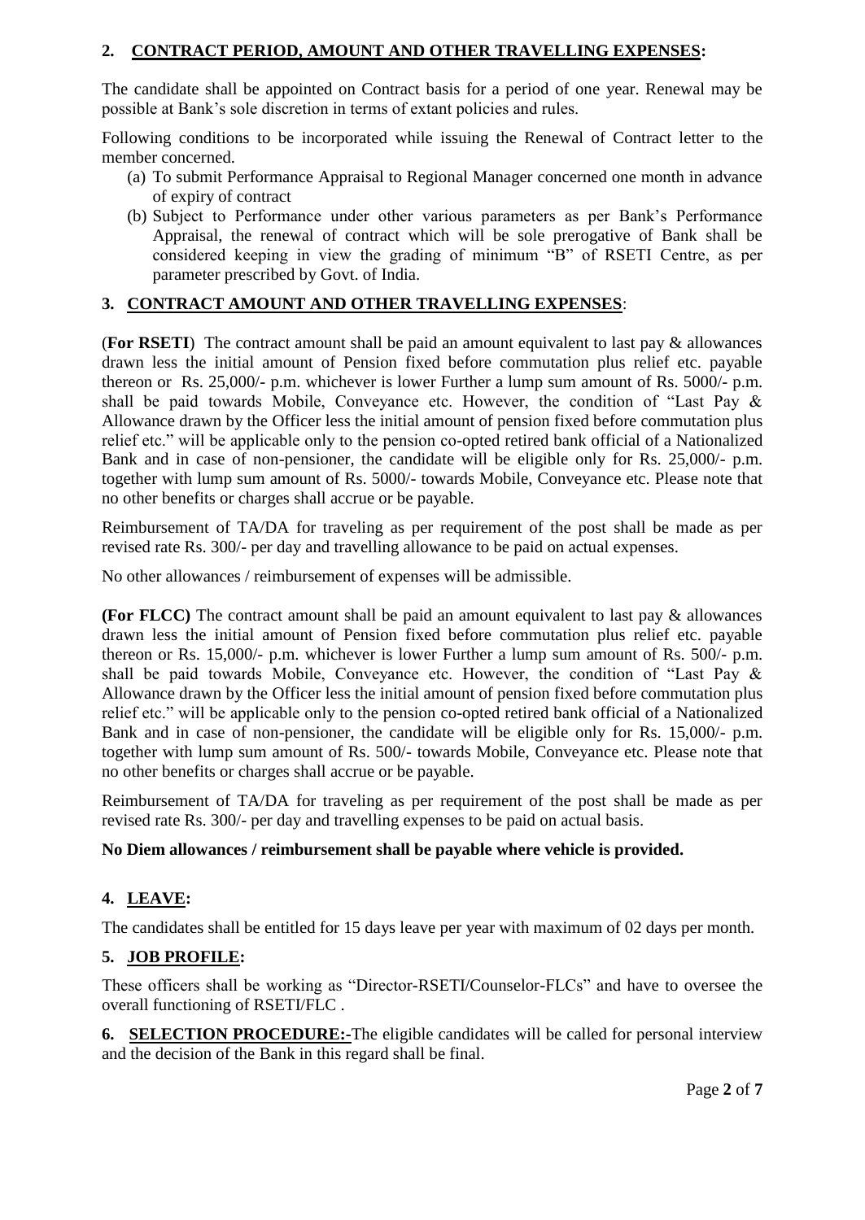## 2. CONTRACT PERIOD, AMOUNT AND OTHER TRAVELLING EXPENSES:

The candidate shall be appointed on Contract basis for a period of one year. Renewal may be possible at Bank's sole discretion in terms of extant policies and rules.

Following conditions to be incorporated while issuing the Renewal of Contract letter to the member concerned.

(a) To submit Performance Appraisal to Regional Manager concerned one month in advance of expiry of contract

(b) Subject to Performance under other various parameters as per Bank's Performance Appraisal, the renewal of contract which will be sole prerogative of Bank shall be considered keeping in view the grading of minimum "B" of RSETI Centre, as per parameter prescribed by Govt. of India.

## 3. CONTRACT AMOUNT AND OTHER TRAVELLING EXPENSES:

(**For RSETI**) The contract amount shall be paid an amount equivalent to last pay & allowances drawn less the initial amount of Pension fixed before commutation plus relief etc. payable thereon or Rs. 25,000/- p.m. whichever is lower Further a lump sum amount of Rs. 5000/- p.m. shall be paid towards Mobile, Conveyance etc. However, the condition of "Last Pay & Allowance drawn by the Officer less the initial amount of pension fixed before commutation plus relief etc." will be applicable only to the pension co-opted retired bank official of a Nationalized Bank and in case of non-pensioner, the candidate will be eligible only for Rs. 25,000/- p.m. together with lump sum amount of Rs. 5000/- towards Mobile, Conveyance etc. Please note that no other benefits or charges shall accrue or be payable.

Reimbursement of TA/DA for traveling as per requirement of the post shall be made as per revised rate Rs. 300/- per day and travelling allowance to be paid on actual expenses.

No other allowances / reimbursement of expenses will be admissible.

**(For FLCC)** The contract amount shall be paid an amount equivalent to last pay & allowances drawn less the initial amount of Pension fixed before commutation plus relief etc. payable thereon or Rs. 15,000/- p.m. whichever is lower Further a lump sum amount of Rs. 500/- p.m. shall be paid towards Mobile, Conveyance etc. However, the condition of "Last Pay & Allowance drawn by the Officer less the initial amount of pension fixed before commutation plus relief etc." will be applicable only to the pension co-opted retired bank official of a Nationalized Bank and in case of non-pensioner, the candidate will be eligible only for Rs. 15,000/- p.m. together with lump sum amount of Rs. 500/- towards Mobile, Conveyance etc. Please note that no other benefits or charges shall accrue or be payable.

Reimbursement of TA/DA for traveling as per requirement of the post shall be made as per revised rate Rs. 300/- per day and travelling expenses to be paid on actual basis.

**No Diem allowances / reimbursement shall be payable where vehicle is provided.**

## 4. LEAVE:

The candidates shall be entitled for 15 days leave per year with maximum of 02 days per month.

## 5. JOB PROFILE:

These officers shall be working as "Director-RSETI/Counselor-FLCs" and have to oversee the overall functioning of RSETI/FLC .

**6. SELECTION PROCEDURE:-**The eligible candidates will be called for personal interview and the decision of the Bank in this regard shall be final.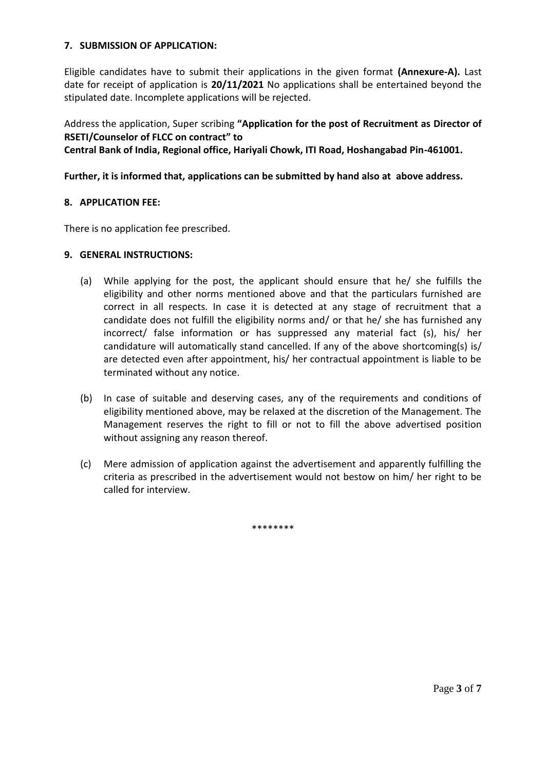## 7. SUBMISSION OF APPLICATION:

Eligible candidates have to submit their applications in the given format **(Annexure-A).** Last date for receipt of application is **20/11/2021** No applications shall be entertained beyond the stipulated date. Incomplete applications will be rejected.

Address the application, Super scribing **"Application for the post of Recruitment as Director of RSETI/Counselor of FLCC on contract" to**
**Central Bank of India, Regional office, Hariyali Chowk, ITI Road, Hoshangabad Pin-461001.**

**Further, it is informed that, applications can be submitted by hand also at above address.**

## 8. APPLICATION FEE:

There is no application fee prescribed.

## 9. GENERAL INSTRUCTIONS:

(a) While applying for the post, the applicant should ensure that he/ she fulfills the eligibility and other norms mentioned above and that the particulars furnished are correct in all respects. In case it is detected at any stage of recruitment that a candidate does not fulfill the eligibility norms and/ or that he/ she has furnished any incorrect/ false information or has suppressed any material fact (s), his/ her candidature will automatically stand cancelled. If any of the above shortcoming(s) is/ are detected even after appointment, his/ her contractual appointment is liable to be terminated without any notice.

(b) In case of suitable and deserving cases, any of the requirements and conditions of eligibility mentioned above, may be relaxed at the discretion of the Management. The Management reserves the right to fill or not to fill the above advertised position without assigning any reason thereof.

(c) Mere admission of application against the advertisement and apparently fulfilling the criteria as prescribed in the advertisement would not bestow on him/ her right to be called for interview.

********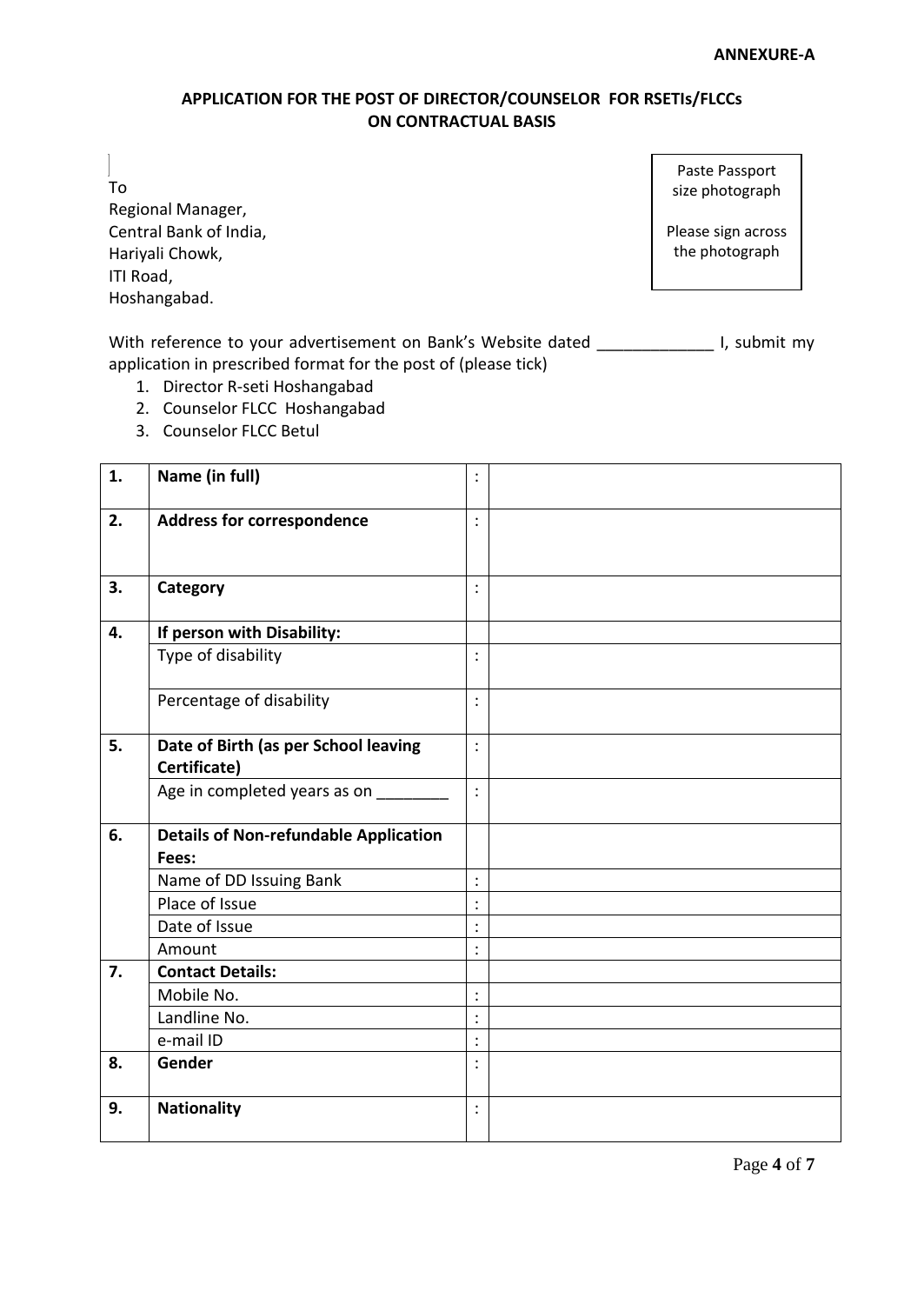**ANNEXURE-A**

**APPLICATION FOR THE POST OF DIRECTOR/COUNSELOR FOR RSETIs/FLCCs ON CONTRACTUAL BASIS**

To
Regional Manager,
Central Bank of India,
Hariyali Chowk,
ITI Road,
Hoshangabad.

Paste Passport size photograph

Please sign across the photograph

With reference to your advertisement on Bank's Website dated _____________ I, submit my application in prescribed format for the post of (please tick)

1. Director R-seti Hoshangabad
2. Counselor FLCC Hoshangabad
3. Counselor FLCC Betul

| | | | |
|---|---|---|---|
| **1.** | **Name (in full)** | : | |
| **2.** | **Address for correspondence** | : | |
| **3.** | **Category** | : | |
| **4.** | **If person with Disability:** | | |
| | Type of disability | : | |
| | Percentage of disability | : | |
| **5.** | **Date of Birth (as per School leaving Certificate)** | : | |
| | Age in completed years as on ________ | : | |
| **6.** | **Details of Non-refundable Application Fees:** | | |
| | Name of DD Issuing Bank | : | |
| | Place of Issue | : | |
| | Date of Issue | : | |
| | Amount | : | |
| **7.** | **Contact Details:** | | |
| | Mobile No. | : | |
| | Landline No. | : | |
| | e-mail ID | : | |
| **8.** | **Gender** | : | |
| **9.** | **Nationality** | : | |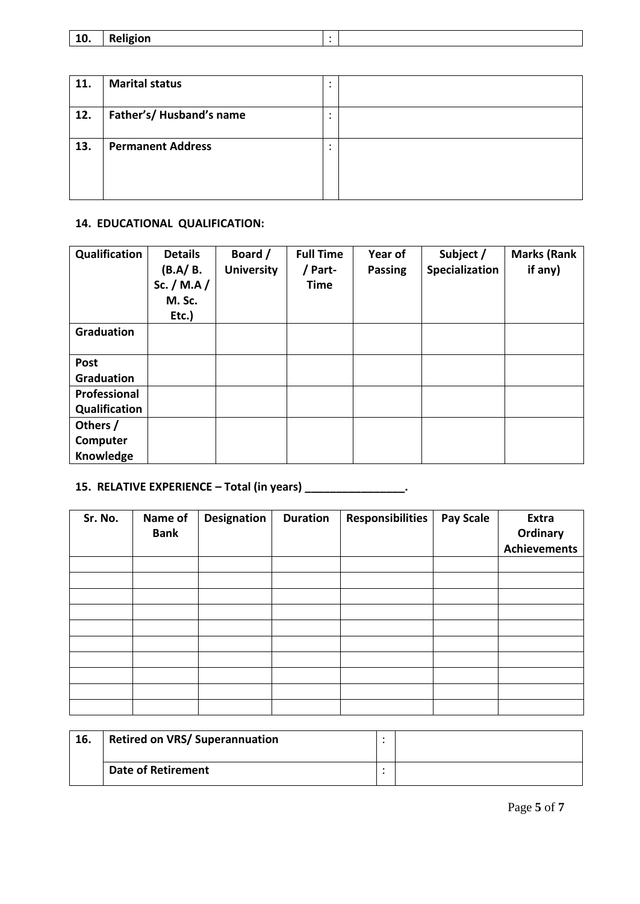| 10. | Religion | : | |
|---|---|---|---|

| 11. | Marital status | : | |
|---|---|---|---|
| 12. | Father's/ Husband's name | : | |
| 13. | Permanent Address | : | |

**14. EDUCATIONAL QUALIFICATION:**

| Qualification | Details (B.A/ B. Sc. / M.A / M. Sc. Etc.) | Board / University | Full Time / Part-Time | Year of Passing | Subject / Specialization | Marks (Rank if any) |
|---|---|---|---|---|---|---|
| Graduation | | | | | | |
| Post Graduation | | | | | | |
| Professional Qualification | | | | | | |
| Others / Computer Knowledge | | | | | | |

**15. RELATIVE EXPERIENCE – Total (in years) \_\_\_\_\_\_\_\_\_\_\_\_\_\_\_\_.**

| Sr. No. | Name of Bank | Designation | Duration | Responsibilities | Pay Scale | Extra Ordinary Achievements |
|---|---|---|---|---|---|---|
| | | | | | | |
| | | | | | | |
| | | | | | | |
| | | | | | | |
| | | | | | | |
| | | | | | | |
| | | | | | | |
| | | | | | | |
| | | | | | | |
| | | | | | | |

| 16. | Retired on VRS/ Superannuation | : | |
|---|---|---|---|
| | Date of Retirement | : | |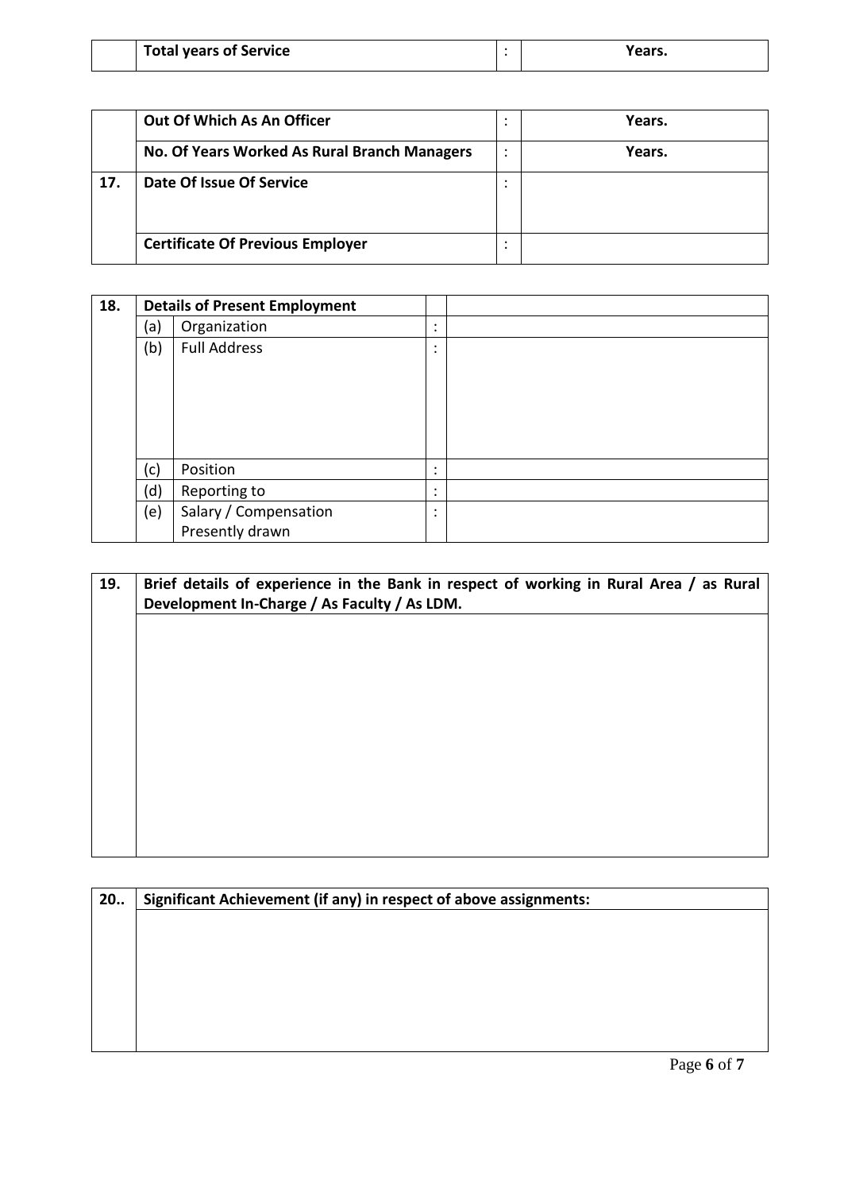|  | **Total years of Service** | : | **Years.** |
|---|---|---|---|

|  | **Out Of Which As An Officer** | : | **Years.** |
|---|---|---|---|
|  | **No. Of Years Worked As Rural Branch Managers** | : | **Years.** |
| **17.** | **Date Of Issue Of Service** | : |  |
|  | **Certificate Of Previous Employer** | : |  |

| **18.** | **Details of Present Employment** | | | |
|---|---|---|---|---|
|  | (a) | Organization | : |  |
|  | (b) | Full Address | : |  |
|  | (c) | Position | : |  |
|  | (d) | Reporting to | : |  |
|  | (e) | Salary / Compensation Presently drawn | : |  |

| **19.** | **Brief details of experience in the Bank in respect of working in Rural Area / as Rural Development In-Charge / As Faculty / As LDM.** |
|---|---|
|  |  |

| **20..** | **Significant Achievement (if any) in respect of above assignments:** |
|---|---|
|  |  |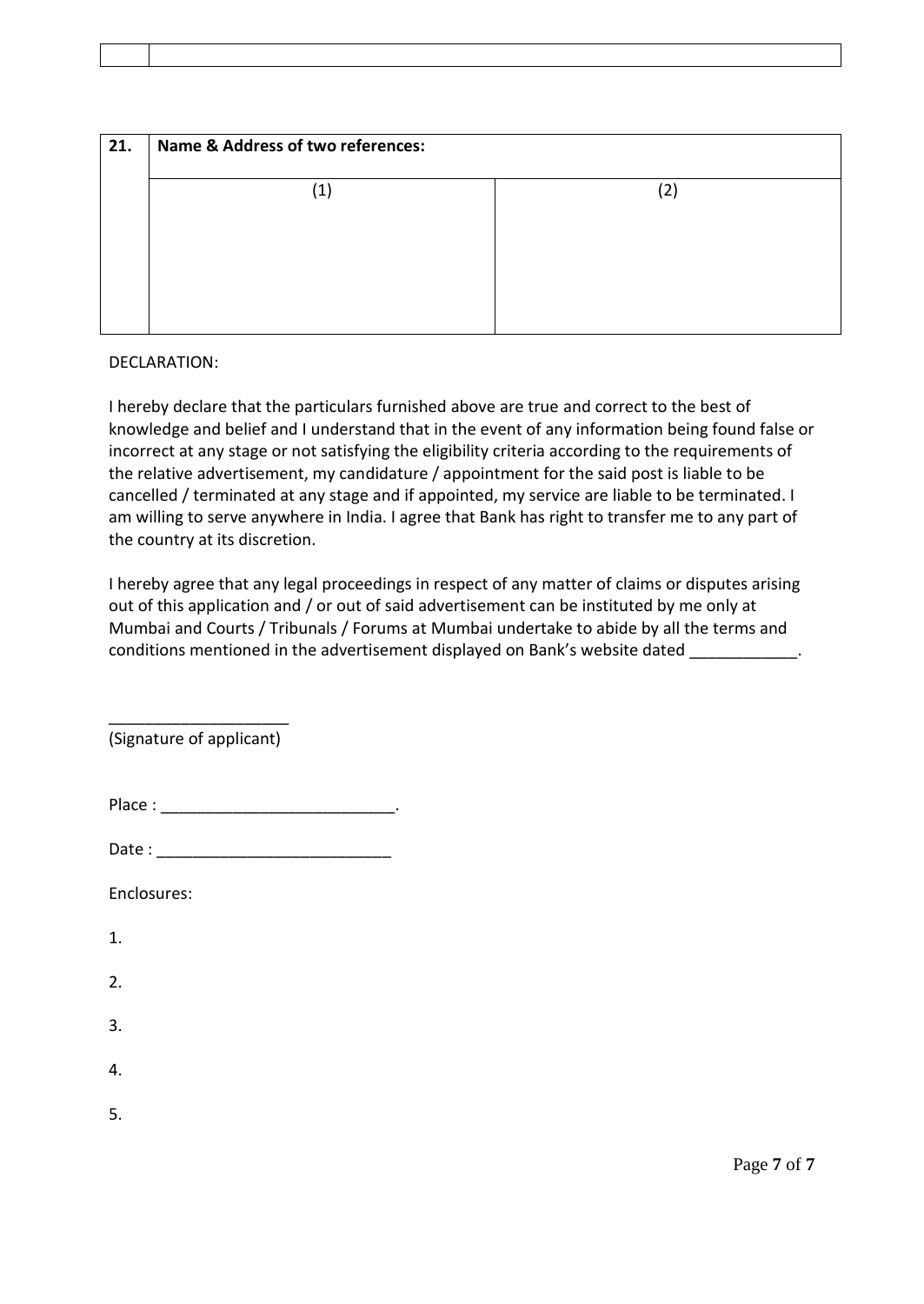| | |
|---|---|
| | |

| 21. | Name & Address of two references: | |
|---|---|---|
| | (1) | (2) |

DECLARATION:

I hereby declare that the particulars furnished above are true and correct to the best of knowledge and belief and I understand that in the event of any information being found false or incorrect at any stage or not satisfying the eligibility criteria according to the requirements of the relative advertisement, my candidature / appointment for the said post is liable to be cancelled / terminated at any stage and if appointed, my service are liable to be terminated. I am willing to serve anywhere in India. I agree that Bank has right to transfer me to any part of the country at its discretion.

I hereby agree that any legal proceedings in respect of any matter of claims or disputes arising out of this application and / or out of said advertisement can be instituted by me only at Mumbai and Courts / Tribunals / Forums at Mumbai undertake to abide by all the terms and conditions mentioned in the advertisement displayed on Bank's website dated ____________.

____________________
(Signature of applicant)

Place : __________________________.

Date : __________________________

Enclosures:

1.

2.

3.

4.

5.